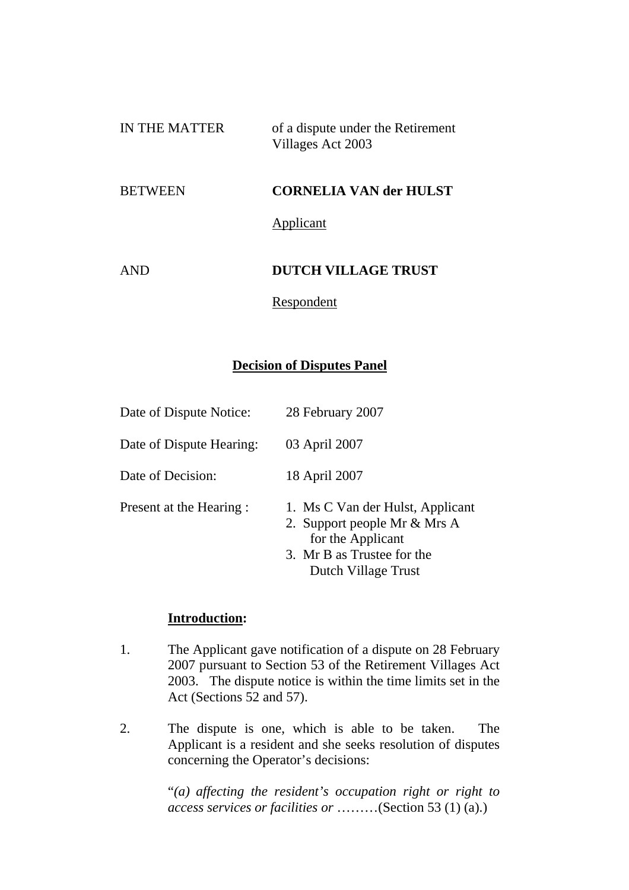| | |
|---|---|
| IN THE MATTER | of a dispute under the Retirement Villages Act 2003 |
| BETWEEN | **CORNELIA VAN der HULST** |
| | Applicant |
| AND | **DUTCH VILLAGE TRUST** |
| | Respondent |

## **Decision of Disputes Panel**

| | |
|---|---|
| Date of Dispute Notice: | 28 February 2007 |
| Date of Dispute Hearing: | 03 April 2007 |
| Date of Decision: | 18 April 2007 |
| Present at the Hearing : | 1. Ms C Van der Hulst, Applicant<br>2. Support people Mr & Mrs A for the Applicant<br>3. Mr B as Trustee for the Dutch Village Trust |

### **Introduction:**

1. The Applicant gave notification of a dispute on 28 February 2007 pursuant to Section 53 of the Retirement Villages Act 2003. The dispute notice is within the time limits set in the Act (Sections 52 and 57).

2. The dispute is one, which is able to be taken. The Applicant is a resident and she seeks resolution of disputes concerning the Operator's decisions:

   "*(a) affecting the resident's occupation right or right to access services or facilities or* ………(Section 53 (1) (a).)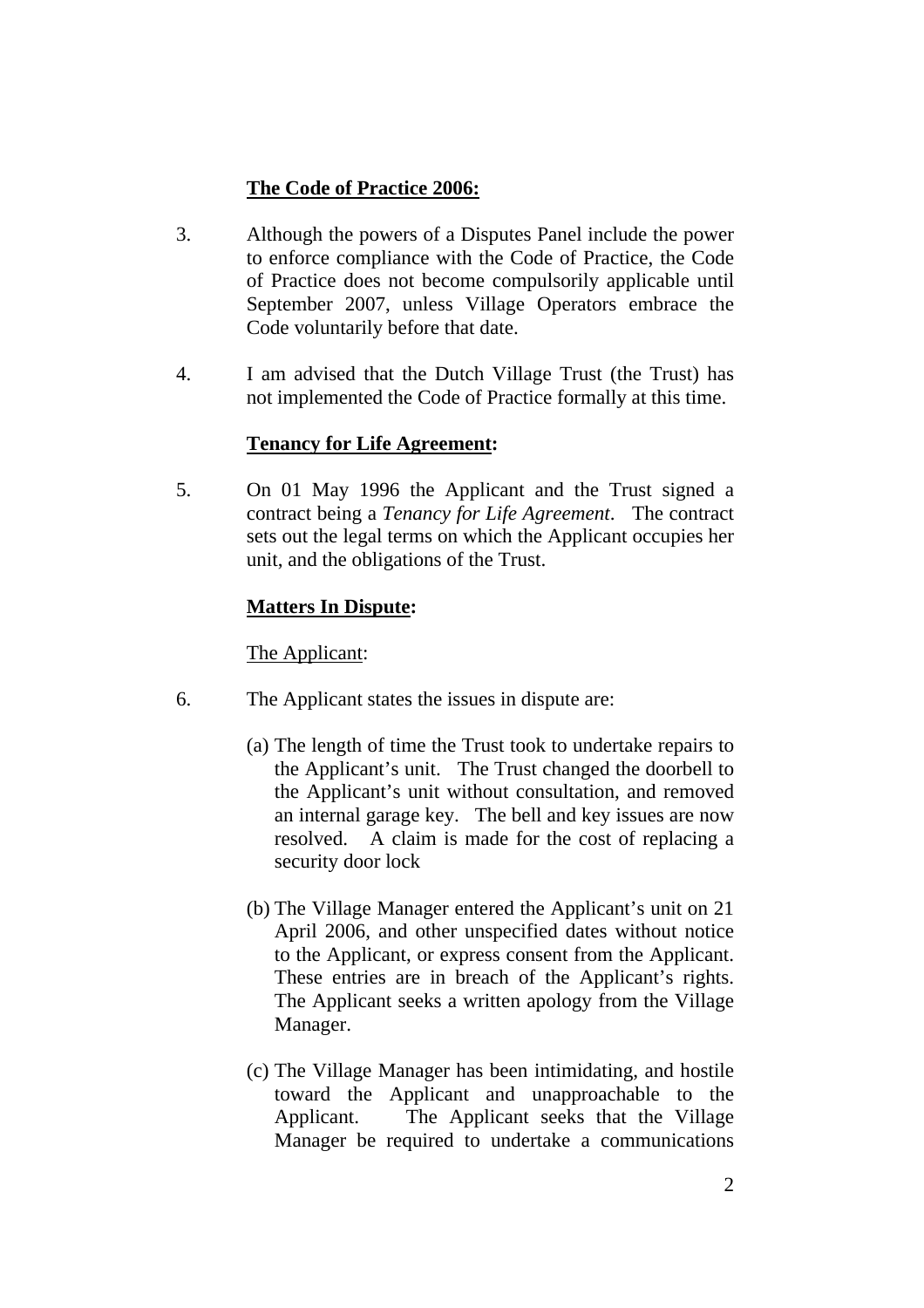**The Code of Practice 2006:**

3. Although the powers of a Disputes Panel include the power to enforce compliance with the Code of Practice, the Code of Practice does not become compulsorily applicable until September 2007, unless Village Operators embrace the Code voluntarily before that date.

4. I am advised that the Dutch Village Trust (the Trust) has not implemented the Code of Practice formally at this time.

**Tenancy for Life Agreement:**

5. On 01 May 1996 the Applicant and the Trust signed a contract being a *Tenancy for Life Agreement*. The contract sets out the legal terms on which the Applicant occupies her unit, and the obligations of the Trust.

**Matters In Dispute:**

The Applicant:

6. The Applicant states the issues in dispute are:

   (a) The length of time the Trust took to undertake repairs to the Applicant's unit. The Trust changed the doorbell to the Applicant's unit without consultation, and removed an internal garage key. The bell and key issues are now resolved. A claim is made for the cost of replacing a security door lock

   (b) The Village Manager entered the Applicant's unit on 21 April 2006, and other unspecified dates without notice to the Applicant, or express consent from the Applicant. These entries are in breach of the Applicant's rights. The Applicant seeks a written apology from the Village Manager.

   (c) The Village Manager has been intimidating, and hostile toward the Applicant and unapproachable to the Applicant. The Applicant seeks that the Village Manager be required to undertake a communications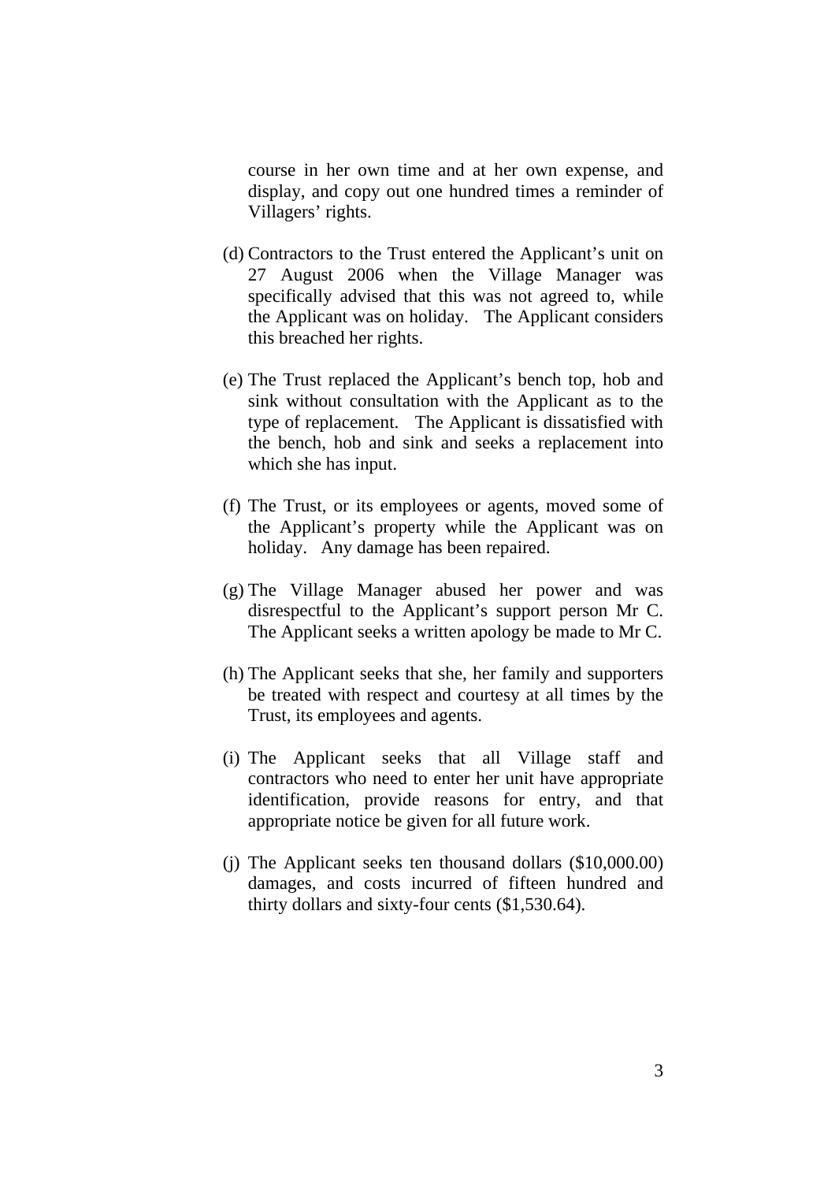course in her own time and at her own expense, and display, and copy out one hundred times a reminder of Villagers' rights.

(d) Contractors to the Trust entered the Applicant's unit on 27 August 2006 when the Village Manager was specifically advised that this was not agreed to, while the Applicant was on holiday. The Applicant considers this breached her rights.

(e) The Trust replaced the Applicant's bench top, hob and sink without consultation with the Applicant as to the type of replacement. The Applicant is dissatisfied with the bench, hob and sink and seeks a replacement into which she has input.

(f) The Trust, or its employees or agents, moved some of the Applicant's property while the Applicant was on holiday. Any damage has been repaired.

(g) The Village Manager abused her power and was disrespectful to the Applicant's support person Mr C. The Applicant seeks a written apology be made to Mr C.

(h) The Applicant seeks that she, her family and supporters be treated with respect and courtesy at all times by the Trust, its employees and agents.

(i) The Applicant seeks that all Village staff and contractors who need to enter her unit have appropriate identification, provide reasons for entry, and that appropriate notice be given for all future work.

(j) The Applicant seeks ten thousand dollars ($10,000.00) damages, and costs incurred of fifteen hundred and thirty dollars and sixty-four cents ($1,530.64).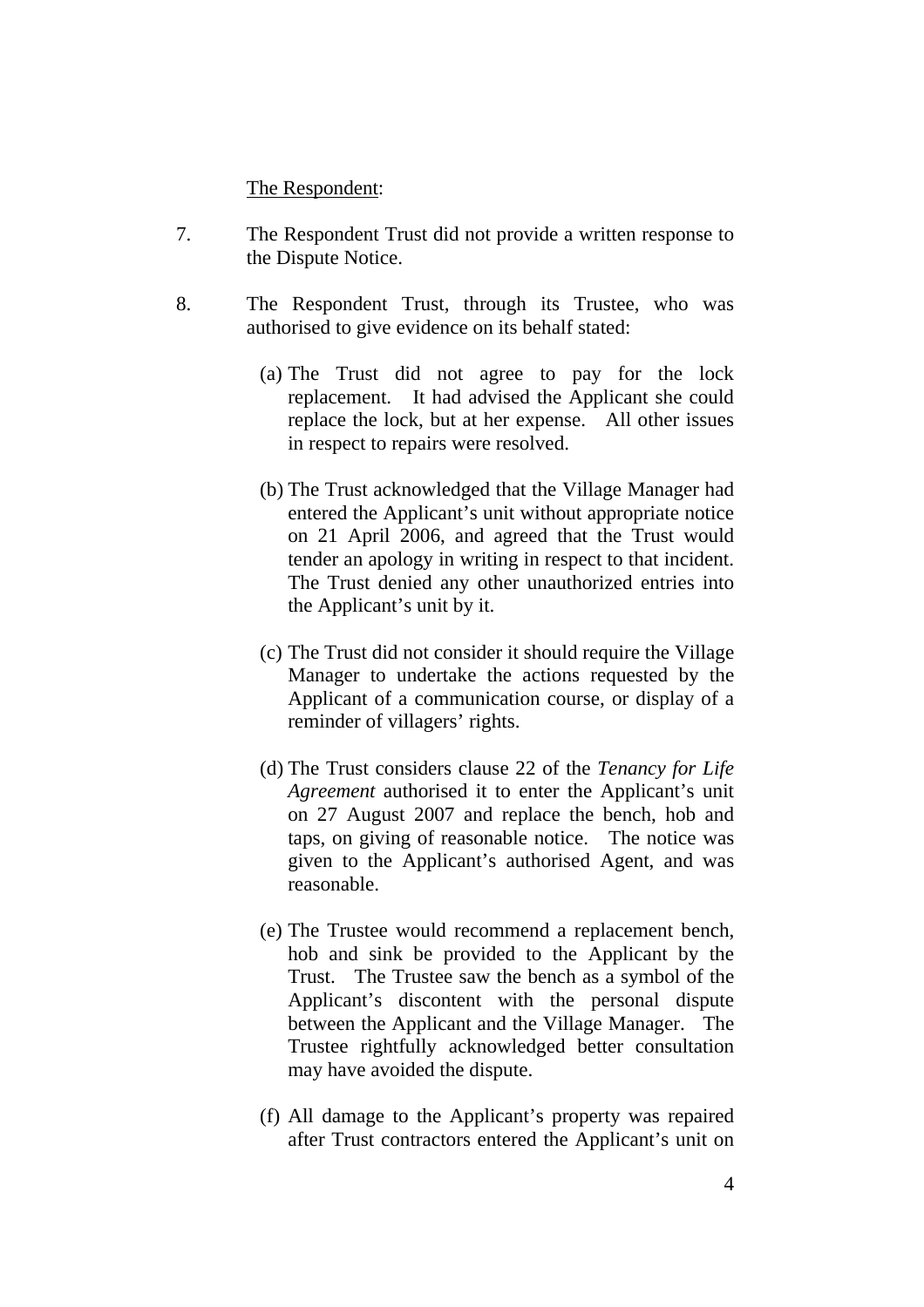<u>The Respondent</u>:

7. The Respondent Trust did not provide a written response to the Dispute Notice.

8. The Respondent Trust, through its Trustee, who was authorised to give evidence on its behalf stated:

   (a) The Trust did not agree to pay for the lock replacement. It had advised the Applicant she could replace the lock, but at her expense. All other issues in respect to repairs were resolved.

   (b) The Trust acknowledged that the Village Manager had entered the Applicant's unit without appropriate notice on 21 April 2006, and agreed that the Trust would tender an apology in writing in respect to that incident. The Trust denied any other unauthorized entries into the Applicant's unit by it.

   (c) The Trust did not consider it should require the Village Manager to undertake the actions requested by the Applicant of a communication course, or display of a reminder of villagers' rights.

   (d) The Trust considers clause 22 of the *Tenancy for Life Agreement* authorised it to enter the Applicant's unit on 27 August 2007 and replace the bench, hob and taps, on giving of reasonable notice. The notice was given to the Applicant's authorised Agent, and was reasonable.

   (e) The Trustee would recommend a replacement bench, hob and sink be provided to the Applicant by the Trust. The Trustee saw the bench as a symbol of the Applicant's discontent with the personal dispute between the Applicant and the Village Manager. The Trustee rightfully acknowledged better consultation may have avoided the dispute.

   (f) All damage to the Applicant's property was repaired after Trust contractors entered the Applicant's unit on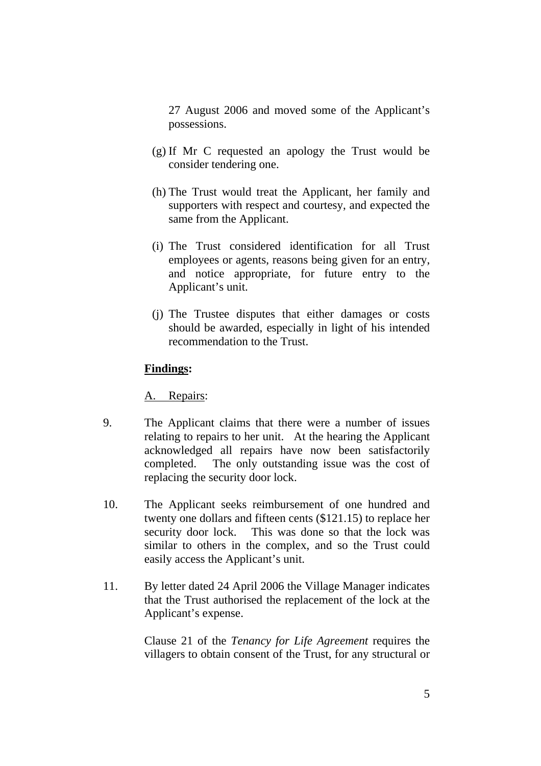27 August 2006 and moved some of the Applicant's possessions.

(g) If Mr C requested an apology the Trust would be consider tendering one.

(h) The Trust would treat the Applicant, her family and supporters with respect and courtesy, and expected the same from the Applicant.

(i) The Trust considered identification for all Trust employees or agents, reasons being given for an entry, and notice appropriate, for future entry to the Applicant's unit.

(j) The Trustee disputes that either damages or costs should be awarded, especially in light of his intended recommendation to the Trust.

**<u>Findings</u>:**

<u>A. Repairs</u>:

9. The Applicant claims that there were a number of issues relating to repairs to her unit. At the hearing the Applicant acknowledged all repairs have now been satisfactorily completed. The only outstanding issue was the cost of replacing the security door lock.

10. The Applicant seeks reimbursement of one hundred and twenty one dollars and fifteen cents ($121.15) to replace her security door lock. This was done so that the lock was similar to others in the complex, and so the Trust could easily access the Applicant's unit.

11. By letter dated 24 April 2006 the Village Manager indicates that the Trust authorised the replacement of the lock at the Applicant's expense.

Clause 21 of the *Tenancy for Life Agreement* requires the villagers to obtain consent of the Trust, for any structural or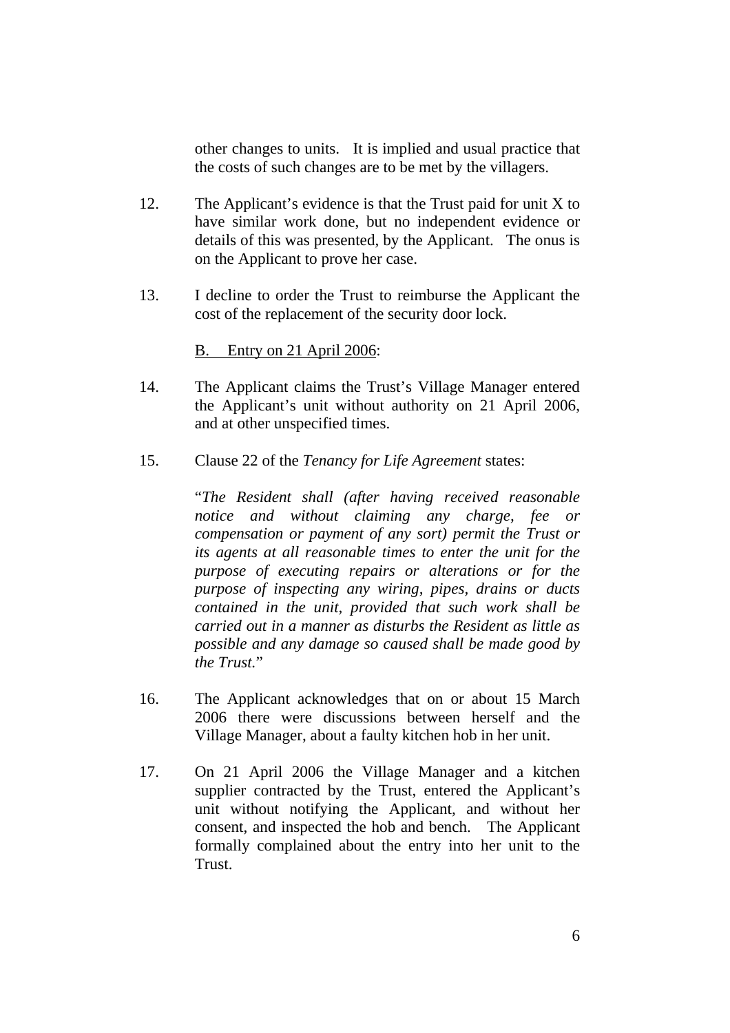other changes to units. It is implied and usual practice that the costs of such changes are to be met by the villagers.

12. The Applicant's evidence is that the Trust paid for unit X to have similar work done, but no independent evidence or details of this was presented, by the Applicant. The onus is on the Applicant to prove her case.

13. I decline to order the Trust to reimburse the Applicant the cost of the replacement of the security door lock.

<u>B. Entry on 21 April 2006</u>:

14. The Applicant claims the Trust's Village Manager entered the Applicant's unit without authority on 21 April 2006, and at other unspecified times.

15. Clause 22 of the *Tenancy for Life Agreement* states:

    "*The Resident shall (after having received reasonable notice and without claiming any charge, fee or compensation or payment of any sort) permit the Trust or its agents at all reasonable times to enter the unit for the purpose of executing repairs or alterations or for the purpose of inspecting any wiring, pipes, drains or ducts contained in the unit, provided that such work shall be carried out in a manner as disturbs the Resident as little as possible and any damage so caused shall be made good by the Trust.*"

16. The Applicant acknowledges that on or about 15 March 2006 there were discussions between herself and the Village Manager, about a faulty kitchen hob in her unit.

17. On 21 April 2006 the Village Manager and a kitchen supplier contracted by the Trust, entered the Applicant's unit without notifying the Applicant, and without her consent, and inspected the hob and bench. The Applicant formally complained about the entry into her unit to the Trust.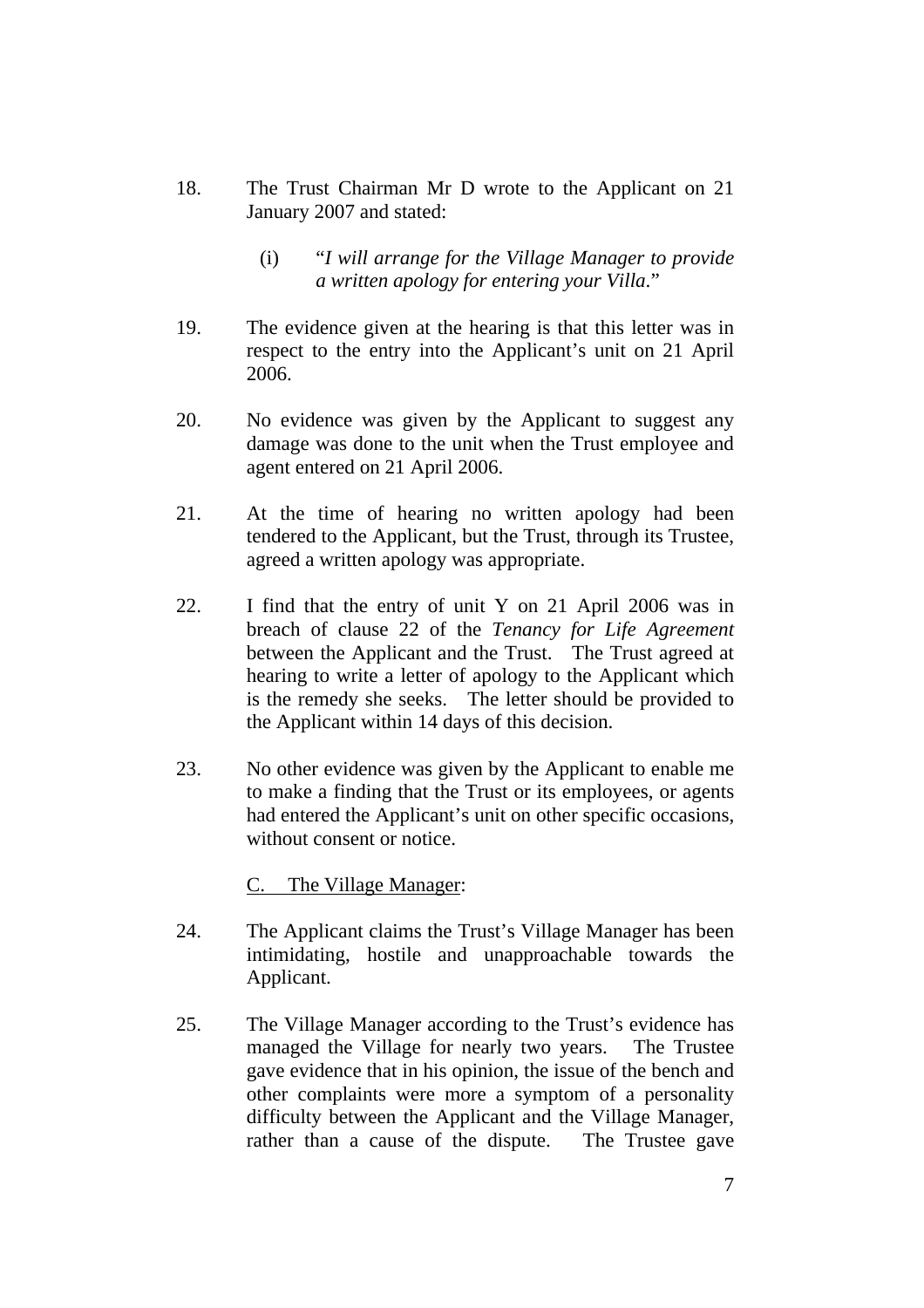18. The Trust Chairman Mr D wrote to the Applicant on 21 January 2007 and stated:

    (i) "*I will arrange for the Village Manager to provide a written apology for entering your Villa.*"

19. The evidence given at the hearing is that this letter was in respect to the entry into the Applicant's unit on 21 April 2006.

20. No evidence was given by the Applicant to suggest any damage was done to the unit when the Trust employee and agent entered on 21 April 2006.

21. At the time of hearing no written apology had been tendered to the Applicant, but the Trust, through its Trustee, agreed a written apology was appropriate.

22. I find that the entry of unit Y on 21 April 2006 was in breach of clause 22 of the *Tenancy for Life Agreement* between the Applicant and the Trust. The Trust agreed at hearing to write a letter of apology to the Applicant which is the remedy she seeks. The letter should be provided to the Applicant within 14 days of this decision.

23. No other evidence was given by the Applicant to enable me to make a finding that the Trust or its employees, or agents had entered the Applicant's unit on other specific occasions, without consent or notice.

<u>C. The Village Manager</u>:

24. The Applicant claims the Trust's Village Manager has been intimidating, hostile and unapproachable towards the Applicant.

25. The Village Manager according to the Trust's evidence has managed the Village for nearly two years. The Trustee gave evidence that in his opinion, the issue of the bench and other complaints were more a symptom of a personality difficulty between the Applicant and the Village Manager, rather than a cause of the dispute. The Trustee gave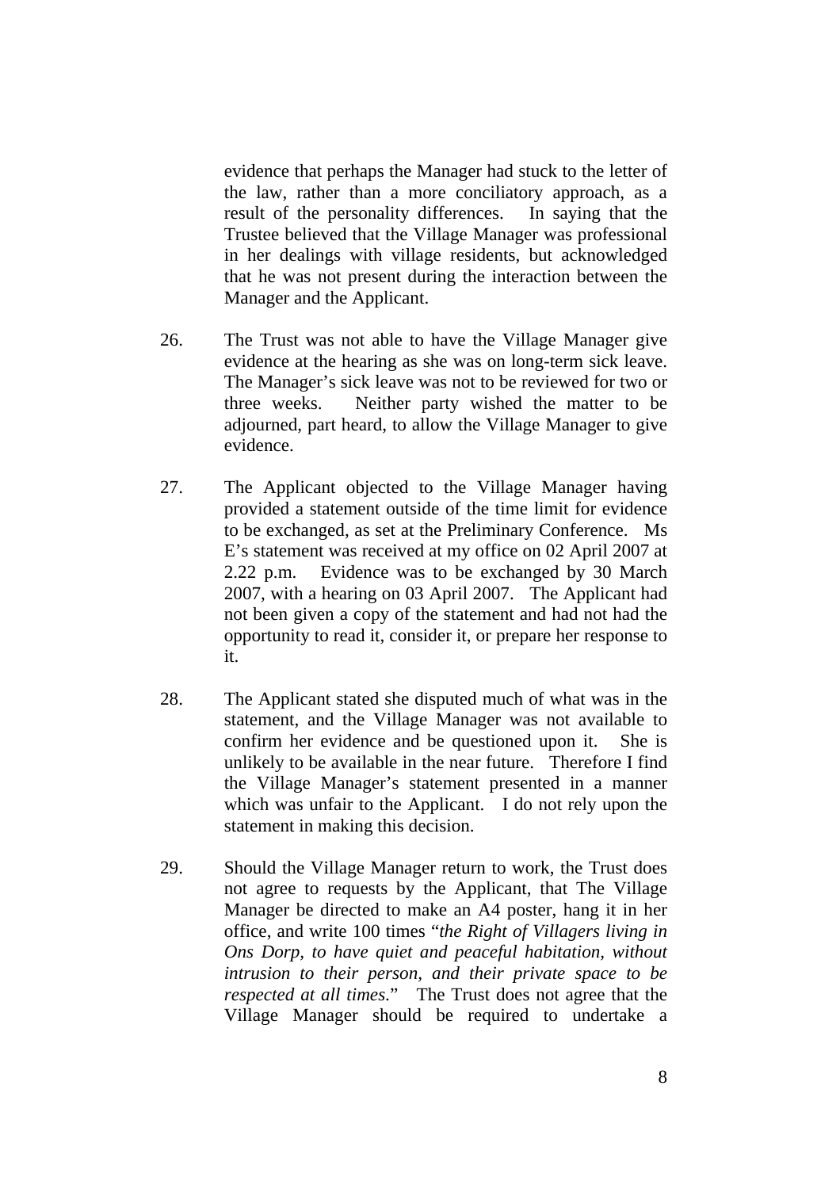evidence that perhaps the Manager had stuck to the letter of the law, rather than a more conciliatory approach, as a result of the personality differences. In saying that the Trustee believed that the Village Manager was professional in her dealings with village residents, but acknowledged that he was not present during the interaction between the Manager and the Applicant.

26. The Trust was not able to have the Village Manager give evidence at the hearing as she was on long-term sick leave. The Manager's sick leave was not to be reviewed for two or three weeks. Neither party wished the matter to be adjourned, part heard, to allow the Village Manager to give evidence.

27. The Applicant objected to the Village Manager having provided a statement outside of the time limit for evidence to be exchanged, as set at the Preliminary Conference. Ms E's statement was received at my office on 02 April 2007 at 2.22 p.m. Evidence was to be exchanged by 30 March 2007, with a hearing on 03 April 2007. The Applicant had not been given a copy of the statement and had not had the opportunity to read it, consider it, or prepare her response to it.

28. The Applicant stated she disputed much of what was in the statement, and the Village Manager was not available to confirm her evidence and be questioned upon it. She is unlikely to be available in the near future. Therefore I find the Village Manager's statement presented in a manner which was unfair to the Applicant. I do not rely upon the statement in making this decision.

29. Should the Village Manager return to work, the Trust does not agree to requests by the Applicant, that The Village Manager be directed to make an A4 poster, hang it in her office, and write 100 times "*the Right of Villagers living in Ons Dorp, to have quiet and peaceful habitation, without intrusion to their person, and their private space to be respected at all times.*" The Trust does not agree that the Village Manager should be required to undertake a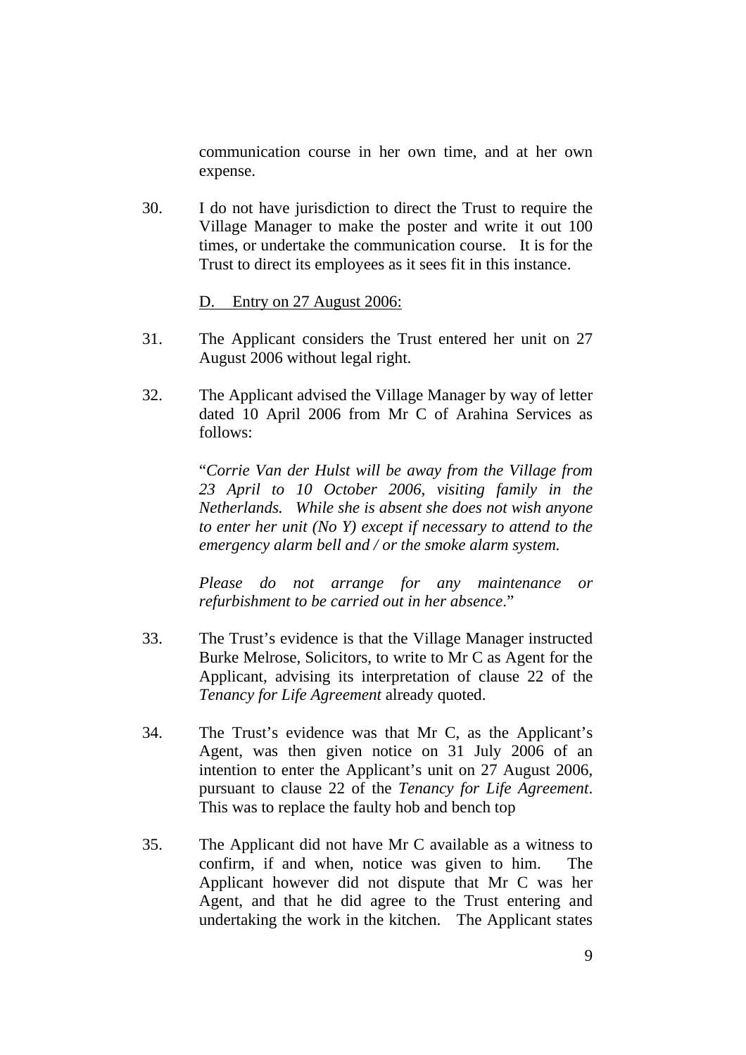communication course in her own time, and at her own expense.

30. I do not have jurisdiction to direct the Trust to require the Village Manager to make the poster and write it out 100 times, or undertake the communication course. It is for the Trust to direct its employees as it sees fit in this instance.

<u>D. Entry on 27 August 2006:</u>

31. The Applicant considers the Trust entered her unit on 27 August 2006 without legal right.

32. The Applicant advised the Village Manager by way of letter dated 10 April 2006 from Mr C of Arahina Services as follows:

> "*Corrie Van der Hulst will be away from the Village from 23 April to 10 October 2006, visiting family in the Netherlands. While she is absent she does not wish anyone to enter her unit (No Y) except if necessary to attend to the emergency alarm bell and / or the smoke alarm system.*
>
> *Please do not arrange for any maintenance or refurbishment to be carried out in her absence*."

33. The Trust's evidence is that the Village Manager instructed Burke Melrose, Solicitors, to write to Mr C as Agent for the Applicant, advising its interpretation of clause 22 of the *Tenancy for Life Agreement* already quoted.

34. The Trust's evidence was that Mr C, as the Applicant's Agent, was then given notice on 31 July 2006 of an intention to enter the Applicant's unit on 27 August 2006, pursuant to clause 22 of the *Tenancy for Life Agreement*. This was to replace the faulty hob and bench top

35. The Applicant did not have Mr C available as a witness to confirm, if and when, notice was given to him. The Applicant however did not dispute that Mr C was her Agent, and that he did agree to the Trust entering and undertaking the work in the kitchen. The Applicant states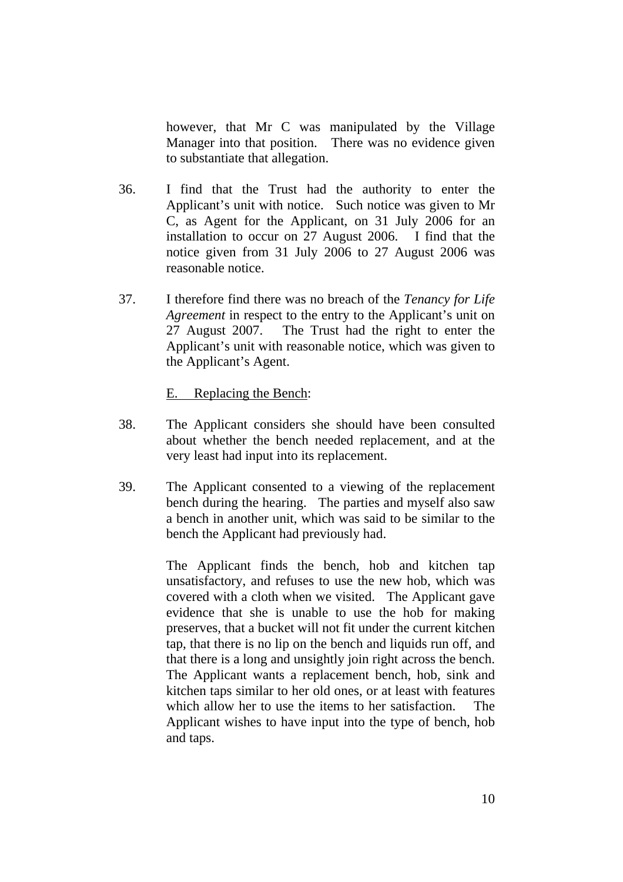however, that Mr C was manipulated by the Village Manager into that position. There was no evidence given to substantiate that allegation.

36. I find that the Trust had the authority to enter the Applicant's unit with notice. Such notice was given to Mr C, as Agent for the Applicant, on 31 July 2006 for an installation to occur on 27 August 2006. I find that the notice given from 31 July 2006 to 27 August 2006 was reasonable notice.

37. I therefore find there was no breach of the *Tenancy for Life Agreement* in respect to the entry to the Applicant's unit on 27 August 2007. The Trust had the right to enter the Applicant's unit with reasonable notice, which was given to the Applicant's Agent.

E. Replacing the Bench:

38. The Applicant considers she should have been consulted about whether the bench needed replacement, and at the very least had input into its replacement.

39. The Applicant consented to a viewing of the replacement bench during the hearing. The parties and myself also saw a bench in another unit, which was said to be similar to the bench the Applicant had previously had.

The Applicant finds the bench, hob and kitchen tap unsatisfactory, and refuses to use the new hob, which was covered with a cloth when we visited. The Applicant gave evidence that she is unable to use the hob for making preserves, that a bucket will not fit under the current kitchen tap, that there is no lip on the bench and liquids run off, and that there is a long and unsightly join right across the bench. The Applicant wants a replacement bench, hob, sink and kitchen taps similar to her old ones, or at least with features which allow her to use the items to her satisfaction. The Applicant wishes to have input into the type of bench, hob and taps.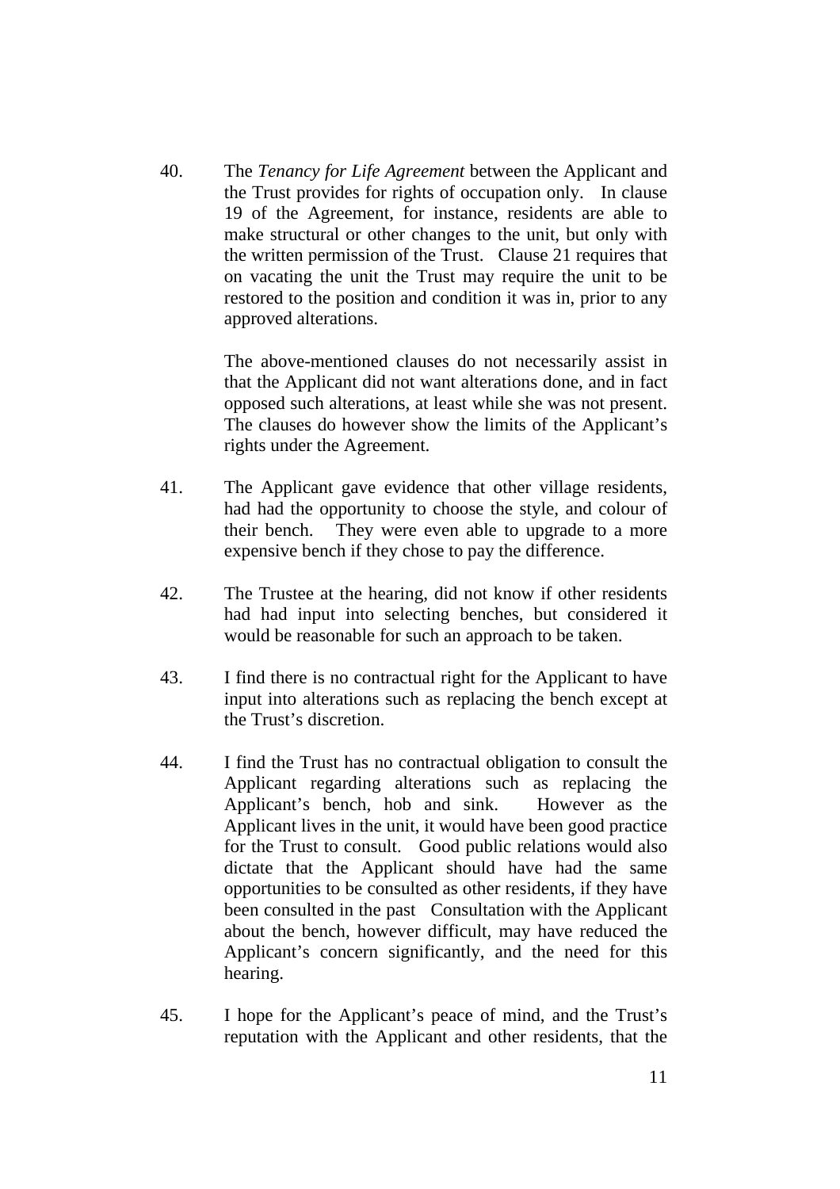40. The *Tenancy for Life Agreement* between the Applicant and the Trust provides for rights of occupation only. In clause 19 of the Agreement, for instance, residents are able to make structural or other changes to the unit, but only with the written permission of the Trust. Clause 21 requires that on vacating the unit the Trust may require the unit to be restored to the position and condition it was in, prior to any approved alterations.

    The above-mentioned clauses do not necessarily assist in that the Applicant did not want alterations done, and in fact opposed such alterations, at least while she was not present. The clauses do however show the limits of the Applicant's rights under the Agreement.

41. The Applicant gave evidence that other village residents, had had the opportunity to choose the style, and colour of their bench. They were even able to upgrade to a more expensive bench if they chose to pay the difference.

42. The Trustee at the hearing, did not know if other residents had had input into selecting benches, but considered it would be reasonable for such an approach to be taken.

43. I find there is no contractual right for the Applicant to have input into alterations such as replacing the bench except at the Trust's discretion.

44. I find the Trust has no contractual obligation to consult the Applicant regarding alterations such as replacing the Applicant's bench, hob and sink. However as the Applicant lives in the unit, it would have been good practice for the Trust to consult. Good public relations would also dictate that the Applicant should have had the same opportunities to be consulted as other residents, if they have been consulted in the past Consultation with the Applicant about the bench, however difficult, may have reduced the Applicant's concern significantly, and the need for this hearing.

45. I hope for the Applicant's peace of mind, and the Trust's reputation with the Applicant and other residents, that the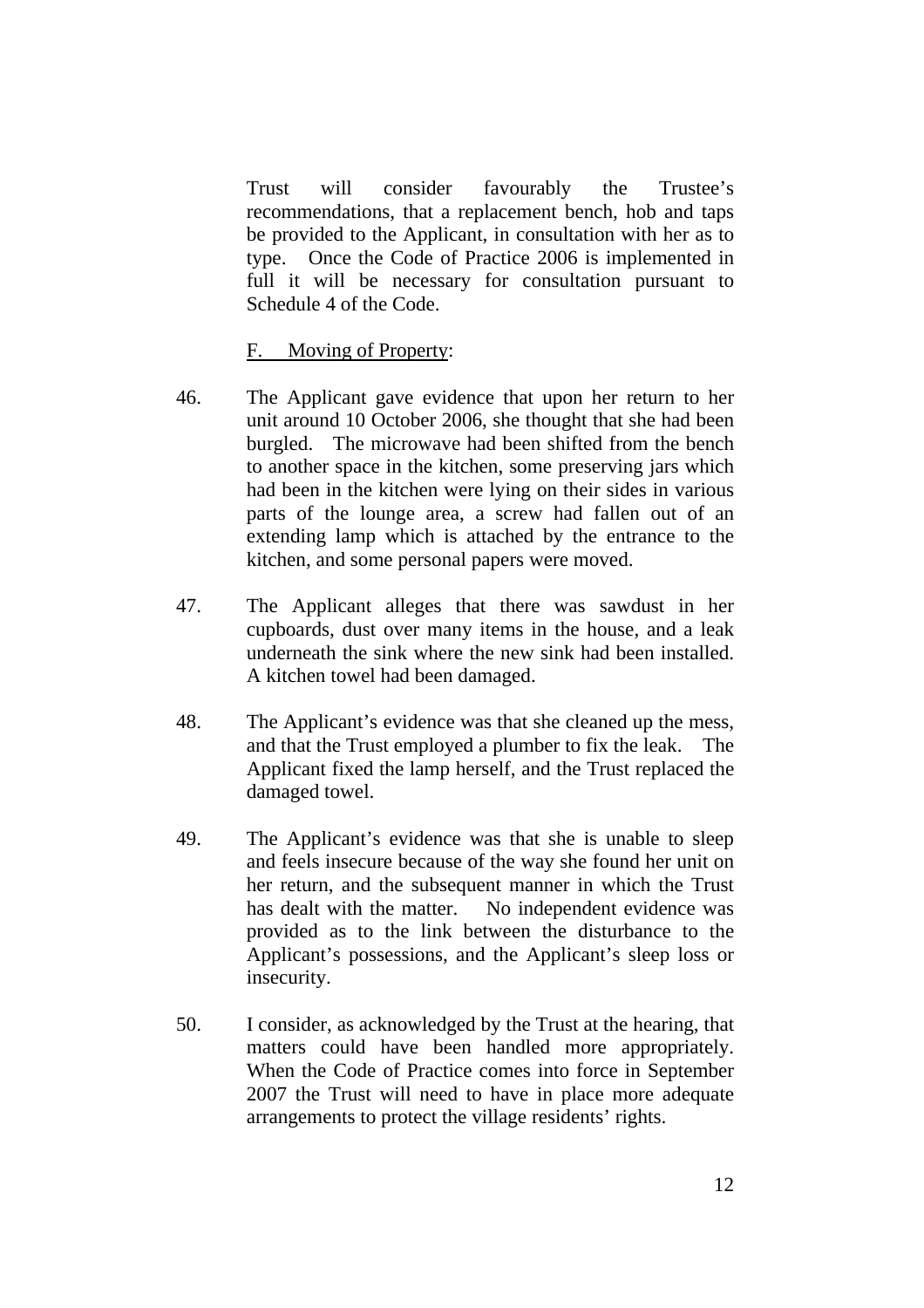Trust will consider favourably the Trustee's recommendations, that a replacement bench, hob and taps be provided to the Applicant, in consultation with her as to type. Once the Code of Practice 2006 is implemented in full it will be necessary for consultation pursuant to Schedule 4 of the Code.

F. Moving of Property:

46. The Applicant gave evidence that upon her return to her unit around 10 October 2006, she thought that she had been burgled. The microwave had been shifted from the bench to another space in the kitchen, some preserving jars which had been in the kitchen were lying on their sides in various parts of the lounge area, a screw had fallen out of an extending lamp which is attached by the entrance to the kitchen, and some personal papers were moved.

47. The Applicant alleges that there was sawdust in her cupboards, dust over many items in the house, and a leak underneath the sink where the new sink had been installed. A kitchen towel had been damaged.

48. The Applicant's evidence was that she cleaned up the mess, and that the Trust employed a plumber to fix the leak. The Applicant fixed the lamp herself, and the Trust replaced the damaged towel.

49. The Applicant's evidence was that she is unable to sleep and feels insecure because of the way she found her unit on her return, and the subsequent manner in which the Trust has dealt with the matter. No independent evidence was provided as to the link between the disturbance to the Applicant's possessions, and the Applicant's sleep loss or insecurity.

50. I consider, as acknowledged by the Trust at the hearing, that matters could have been handled more appropriately. When the Code of Practice comes into force in September 2007 the Trust will need to have in place more adequate arrangements to protect the village residents' rights.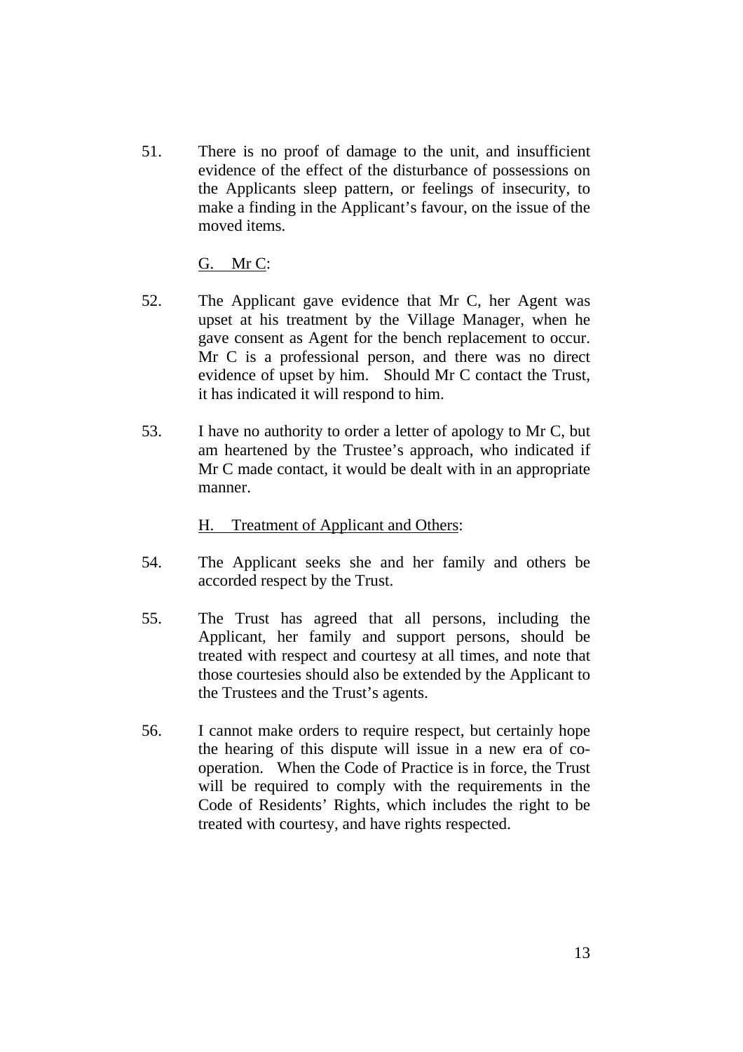51. There is no proof of damage to the unit, and insufficient evidence of the effect of the disturbance of possessions on the Applicants sleep pattern, or feelings of insecurity, to make a finding in the Applicant's favour, on the issue of the moved items.

<u>G. Mr C</u>:

52. The Applicant gave evidence that Mr C, her Agent was upset at his treatment by the Village Manager, when he gave consent as Agent for the bench replacement to occur. Mr C is a professional person, and there was no direct evidence of upset by him. Should Mr C contact the Trust, it has indicated it will respond to him.

53. I have no authority to order a letter of apology to Mr C, but am heartened by the Trustee's approach, who indicated if Mr C made contact, it would be dealt with in an appropriate manner.

<u>H. Treatment of Applicant and Others</u>:

54. The Applicant seeks she and her family and others be accorded respect by the Trust.

55. The Trust has agreed that all persons, including the Applicant, her family and support persons, should be treated with respect and courtesy at all times, and note that those courtesies should also be extended by the Applicant to the Trustees and the Trust's agents.

56. I cannot make orders to require respect, but certainly hope the hearing of this dispute will issue in a new era of co-operation. When the Code of Practice is in force, the Trust will be required to comply with the requirements in the Code of Residents' Rights, which includes the right to be treated with courtesy, and have rights respected.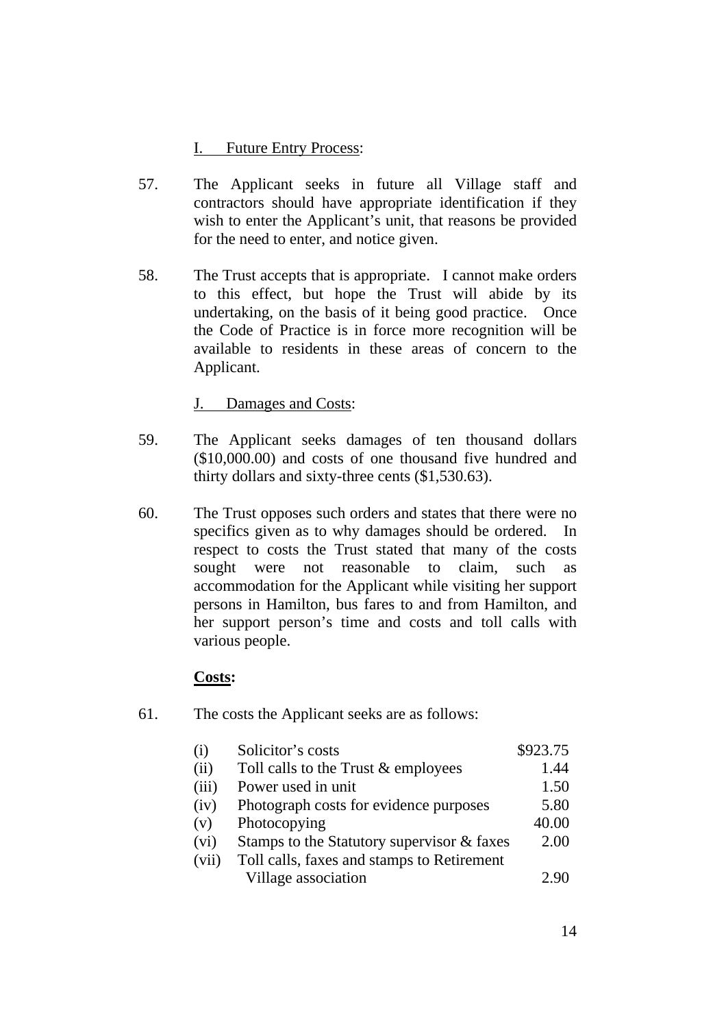I. Future Entry Process:

57. The Applicant seeks in future all Village staff and contractors should have appropriate identification if they wish to enter the Applicant's unit, that reasons be provided for the need to enter, and notice given.

58. The Trust accepts that is appropriate. I cannot make orders to this effect, but hope the Trust will abide by its undertaking, on the basis of it being good practice. Once the Code of Practice is in force more recognition will be available to residents in these areas of concern to the Applicant.

J. Damages and Costs:

59. The Applicant seeks damages of ten thousand dollars ($10,000.00) and costs of one thousand five hundred and thirty dollars and sixty-three cents ($1,530.63).

60. The Trust opposes such orders and states that there were no specifics given as to why damages should be ordered. In respect to costs the Trust stated that many of the costs sought were not reasonable to claim, such as accommodation for the Applicant while visiting her support persons in Hamilton, bus fares to and from Hamilton, and her support person's time and costs and toll calls with various people.

**Costs:**

61. The costs the Applicant seeks are as follows:

| | | |
|---|---|---|
| (i) | Solicitor's costs | $923.75 |
| (ii) | Toll calls to the Trust & employees | 1.44 |
| (iii) | Power used in unit | 1.50 |
| (iv) | Photograph costs for evidence purposes | 5.80 |
| (v) | Photocopying | 40.00 |
| (vi) | Stamps to the Statutory supervisor & faxes | 2.00 |
| (vii) | Toll calls, faxes and stamps to Retirement Village association | 2.90 |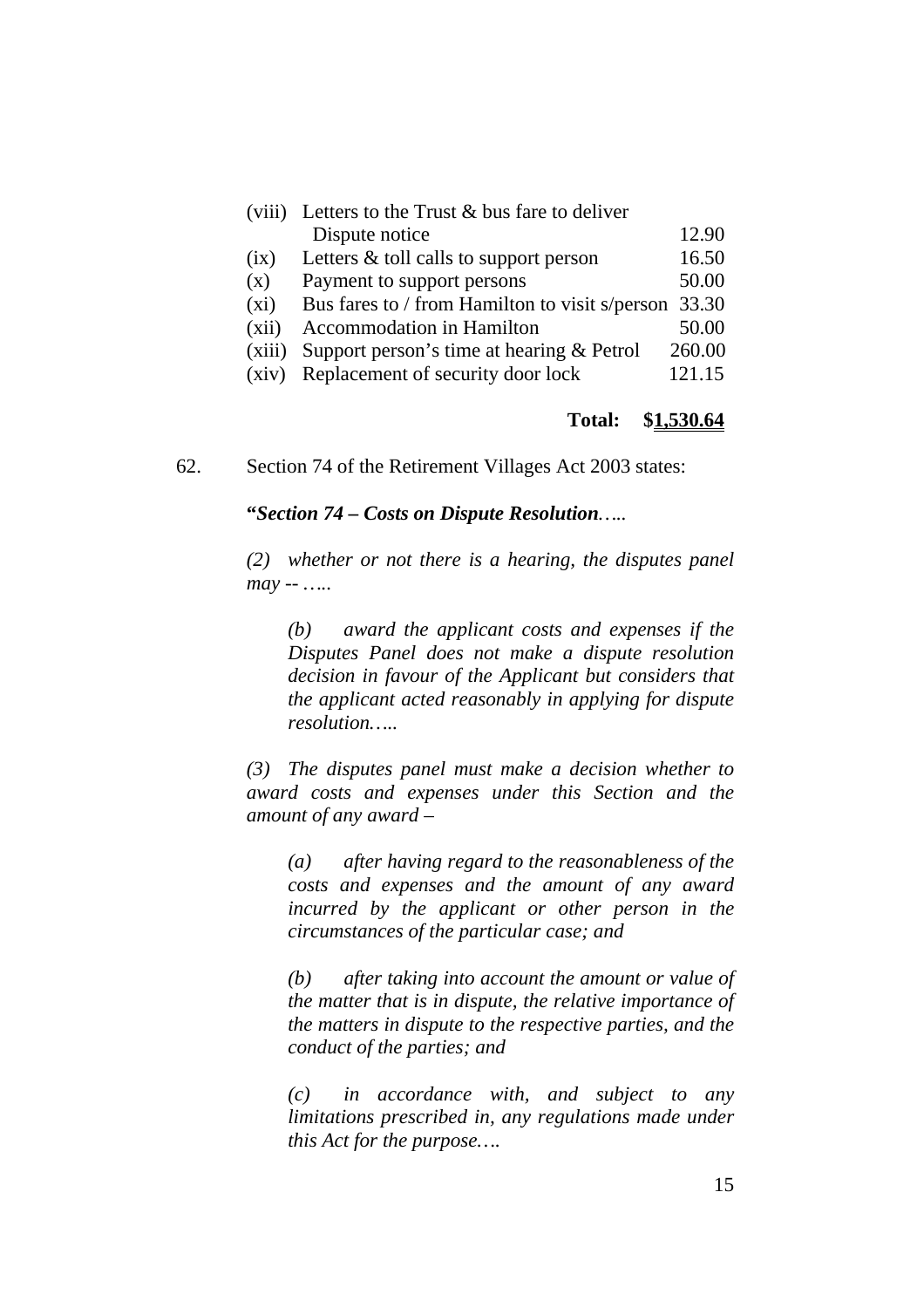| | | |
|---|---|---|
| (viii) | Letters to the Trust & bus fare to deliver Dispute notice | 12.90 |
| (ix) | Letters & toll calls to support person | 16.50 |
| (x) | Payment to support persons | 50.00 |
| (xi) | Bus fares to / from Hamilton to visit s/person | 33.30 |
| (xii) | Accommodation in Hamilton | 50.00 |
| (xiii) | Support person’s time at hearing & Petrol | 260.00 |
| (xiv) | Replacement of security door lock | 121.15 |
| | **Total:** | **$1,530.64** |

62. Section 74 of the Retirement Villages Act 2003 states:

**“*Section 74 – Costs on Dispute Resolution*…..**

*(2) whether or not there is a hearing, the disputes panel may -- …..*

> *(b) award the applicant costs and expenses if the Disputes Panel does not make a dispute resolution decision in favour of the Applicant but considers that the applicant acted reasonably in applying for dispute resolution…..*

*(3) The disputes panel must make a decision whether to award costs and expenses under this Section and the amount of any award –*

> *(a) after having regard to the reasonableness of the costs and expenses and the amount of any award incurred by the applicant or other person in the circumstances of the particular case; and*
>
> *(b) after taking into account the amount or value of the matter that is in dispute, the relative importance of the matters in dispute to the respective parties, and the conduct of the parties; and*
>
> *(c) in accordance with, and subject to any limitations prescribed in, any regulations made under this Act for the purpose….*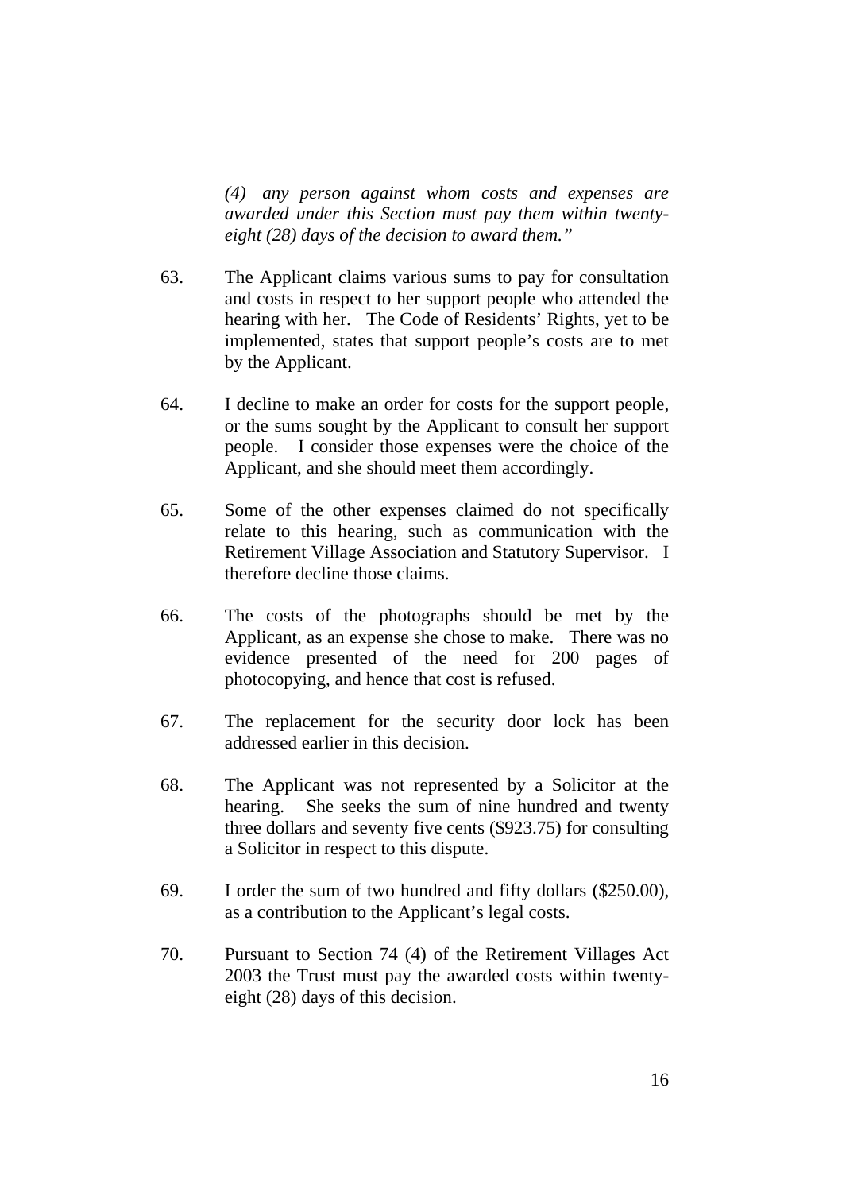*(4) any person against whom costs and expenses are awarded under this Section must pay them within twenty-eight (28) days of the decision to award them."*

63. The Applicant claims various sums to pay for consultation and costs in respect to her support people who attended the hearing with her. The Code of Residents' Rights, yet to be implemented, states that support people's costs are to met by the Applicant.

64. I decline to make an order for costs for the support people, or the sums sought by the Applicant to consult her support people. I consider those expenses were the choice of the Applicant, and she should meet them accordingly.

65. Some of the other expenses claimed do not specifically relate to this hearing, such as communication with the Retirement Village Association and Statutory Supervisor. I therefore decline those claims.

66. The costs of the photographs should be met by the Applicant, as an expense she chose to make. There was no evidence presented of the need for 200 pages of photocopying, and hence that cost is refused.

67. The replacement for the security door lock has been addressed earlier in this decision.

68. The Applicant was not represented by a Solicitor at the hearing. She seeks the sum of nine hundred and twenty three dollars and seventy five cents ($923.75) for consulting a Solicitor in respect to this dispute.

69. I order the sum of two hundred and fifty dollars ($250.00), as a contribution to the Applicant's legal costs.

70. Pursuant to Section 74 (4) of the Retirement Villages Act 2003 the Trust must pay the awarded costs within twenty-eight (28) days of this decision.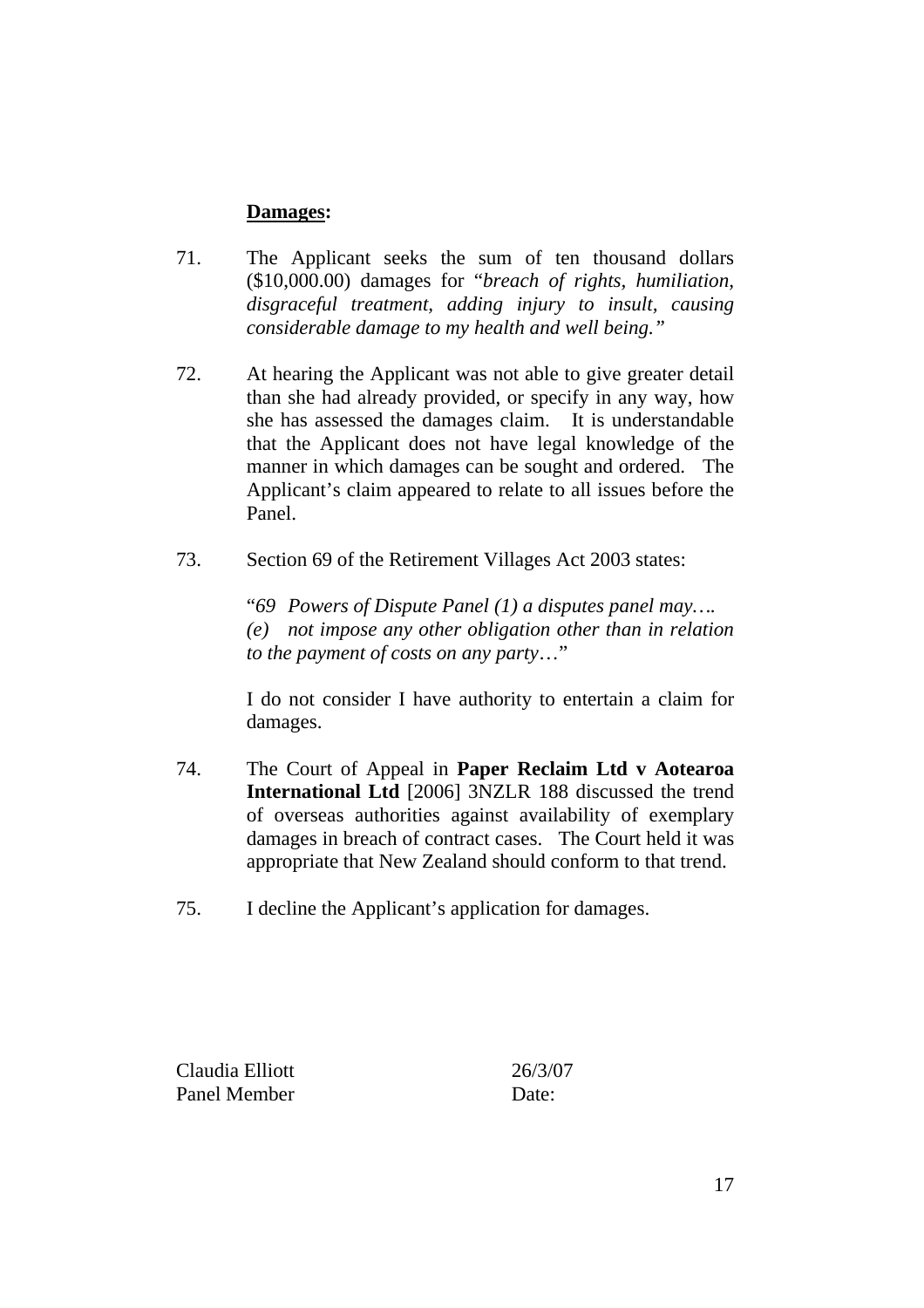**Damages:**

71. The Applicant seeks the sum of ten thousand dollars ($10,000.00) damages for "*breach of rights, humiliation, disgraceful treatment, adding injury to insult, causing considerable damage to my health and well being.*"

72. At hearing the Applicant was not able to give greater detail than she had already provided, or specify in any way, how she has assessed the damages claim. It is understandable that the Applicant does not have legal knowledge of the manner in which damages can be sought and ordered. The Applicant's claim appeared to relate to all issues before the Panel.

73. Section 69 of the Retirement Villages Act 2003 states:

    "*69 Powers of Dispute Panel (1) a disputes panel may….*
    *(e) not impose any other obligation other than in relation to the payment of costs on any party*…"

    I do not consider I have authority to entertain a claim for damages.

74. The Court of Appeal in **Paper Reclaim Ltd v Aotearoa International Ltd** [2006] 3NZLR 188 discussed the trend of overseas authorities against availability of exemplary damages in breach of contract cases. The Court held it was appropriate that New Zealand should conform to that trend.

75. I decline the Applicant's application for damages.

Claudia Elliott — 26/3/07
Panel Member — Date: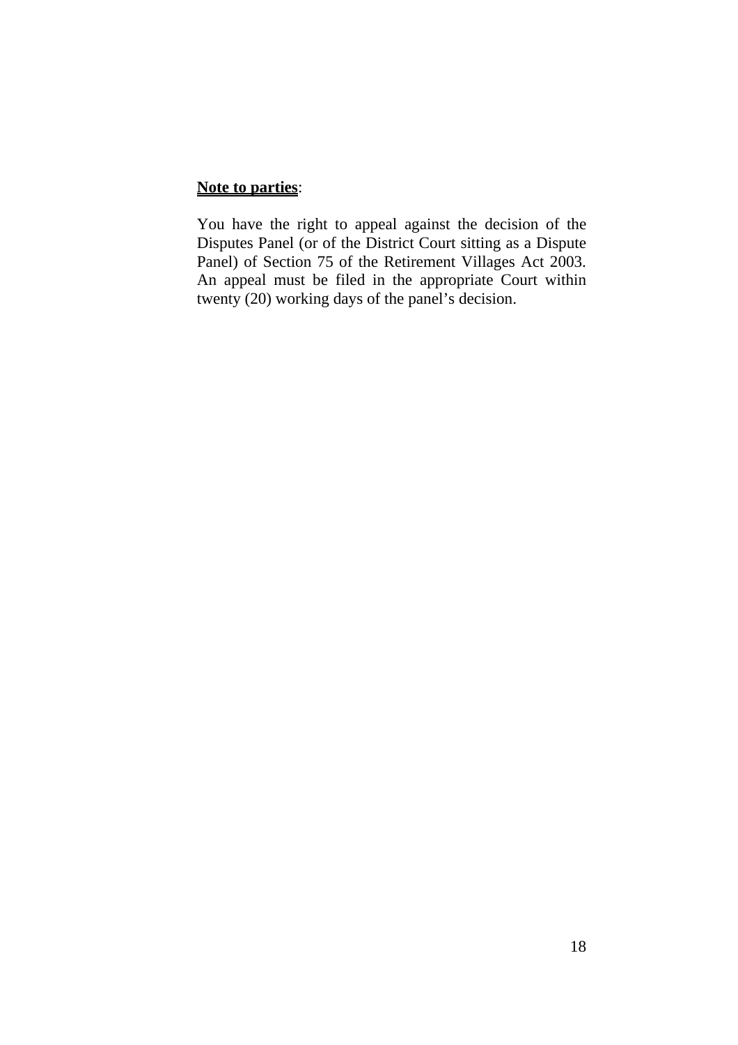**Note to parties**:

You have the right to appeal against the decision of the Disputes Panel (or of the District Court sitting as a Dispute Panel) of Section 75 of the Retirement Villages Act 2003. An appeal must be filed in the appropriate Court within twenty (20) working days of the panel's decision.